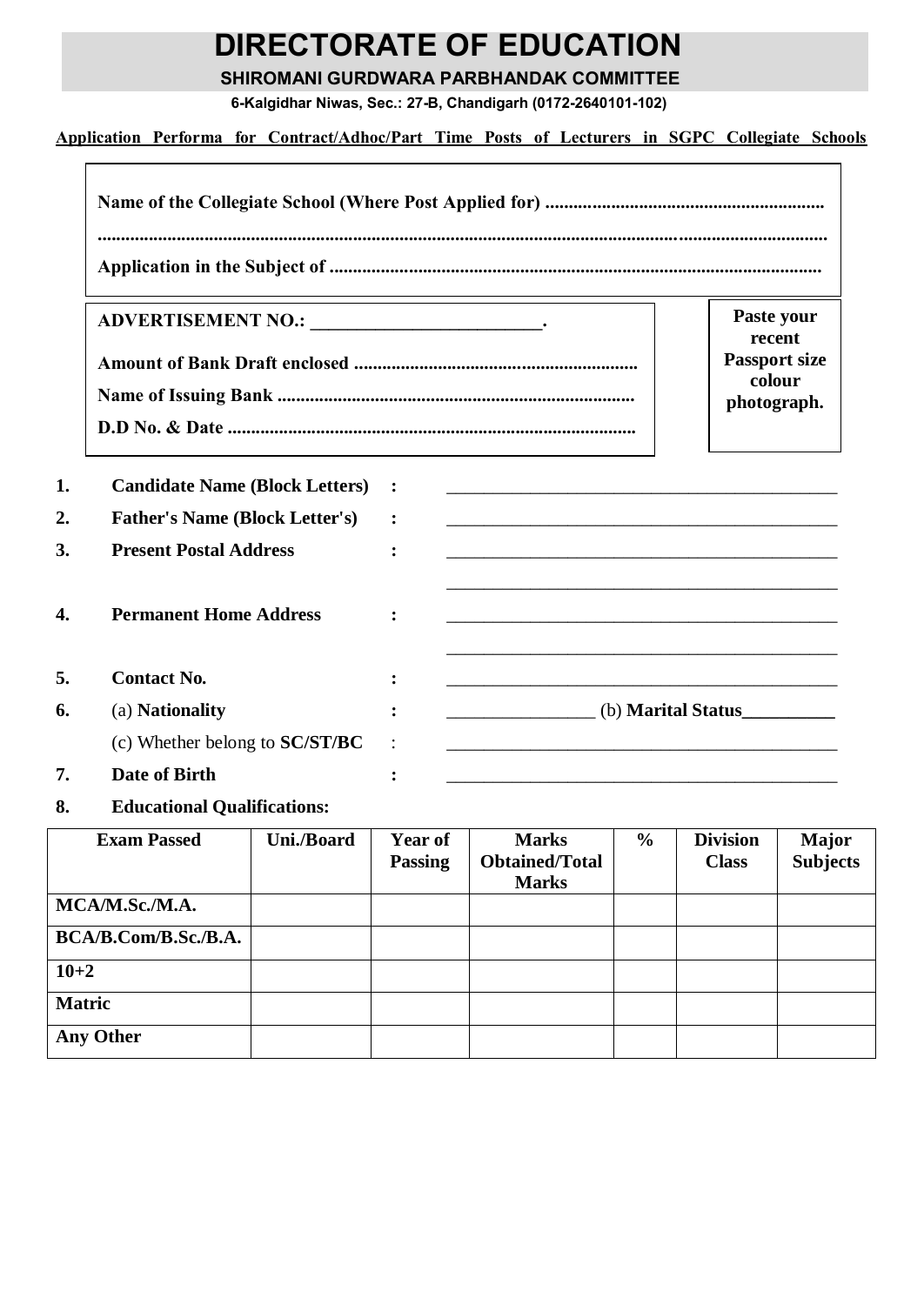# DIRECTORATE OF EDUCATION

**SHIROMANI GURDWARA PARBHANDAK COMMITTEE**

**6-Kalgidhar Niwas, Sec.: 27-B, Chandigarh (0172-2640101-102)**

**Application Performa for Contract/Adhoc/Part Time Posts of Lecturers in SGPC Collegiate Schools**

**Name of the Collegiate School (Where Post Applied for) ............................................................**

**..........................................................................................................................................................**

**Application in the Subject of .........................................................................................................**

**ADVERTISEMENT NO.: ________________________.**

**Amount of Bank Draft enclosed ............................................................**

**Name of Issuing Bank ............................................................................**

**D.D No. & Date ......................................................................................**

**Paste your recent Passport size colour photograph.**

1. **Candidate Name (Block Letters)** : ____________________________________________
2. **Father's Name (Block Letter's)** : ____________________________________________
3. **Present Postal Address** : ____________________________________________

   ____________________________________________
4. **Permanent Home Address** : ____________________________________________

   ____________________________________________
5. **Contact No.** : ____________________________________________
6. (a) **Nationality** : ________________ (b) **Marital Status__________**

   (c) Whether belong to **SC/ST/BC** : ____________________________________________
7. **Date of Birth** : ____________________________________________
8. **Educational Qualifications:**

| Exam Passed | Uni./Board | Year of Passing | Marks Obtained/Total Marks | % | Division Class | Major Subjects |
|---|---|---|---|---|---|---|
| MCA/M.Sc./M.A. | | | | | | |
| BCA/B.Com/B.Sc./B.A. | | | | | | |
| 10+2 | | | | | | |
| Matric | | | | | | |
| Any Other | | | | | | |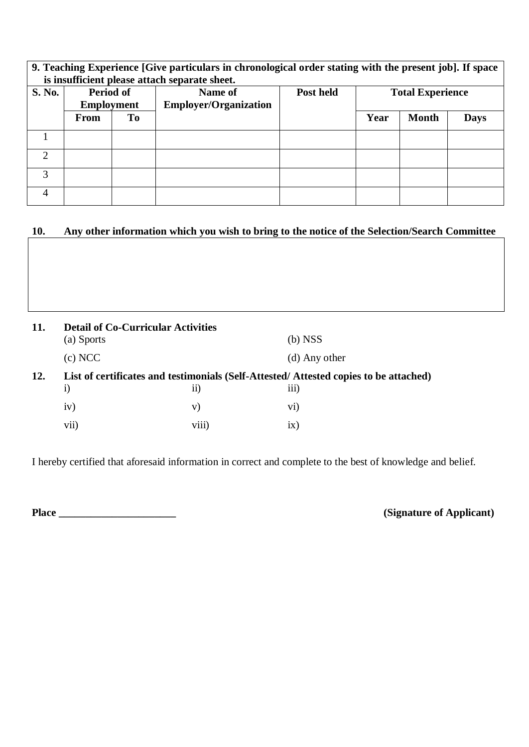**9. Teaching Experience [Give particulars in chronological order stating with the present job]. If space is insufficient please attach separate sheet.**

| S. No. | Period of Employment | | Name of Employer/Organization | Post held | Total Experience | | |
|---|---|---|---|---|---|---|---|
| | From | To | | | Year | Month | Days |
| 1 | | | | | | | |
| 2 | | | | | | | |
| 3 | | | | | | | |
| 4 | | | | | | | |

**10. Any other information which you wish to bring to the notice of the Selection/Search Committee**

**11. Detail of Co-Curricular Activities**

(a) Sports (b) NSS

(c) NCC (d) Any other

**12. List of certificates and testimonials (Self-Attested/ Attested copies to be attached)**

i) ii) iii)

iv) v) vi)

vii) viii) ix)

I hereby certified that aforesaid information in correct and complete to the best of knowledge and belief.

**Place ______________________** **(Signature of Applicant)**